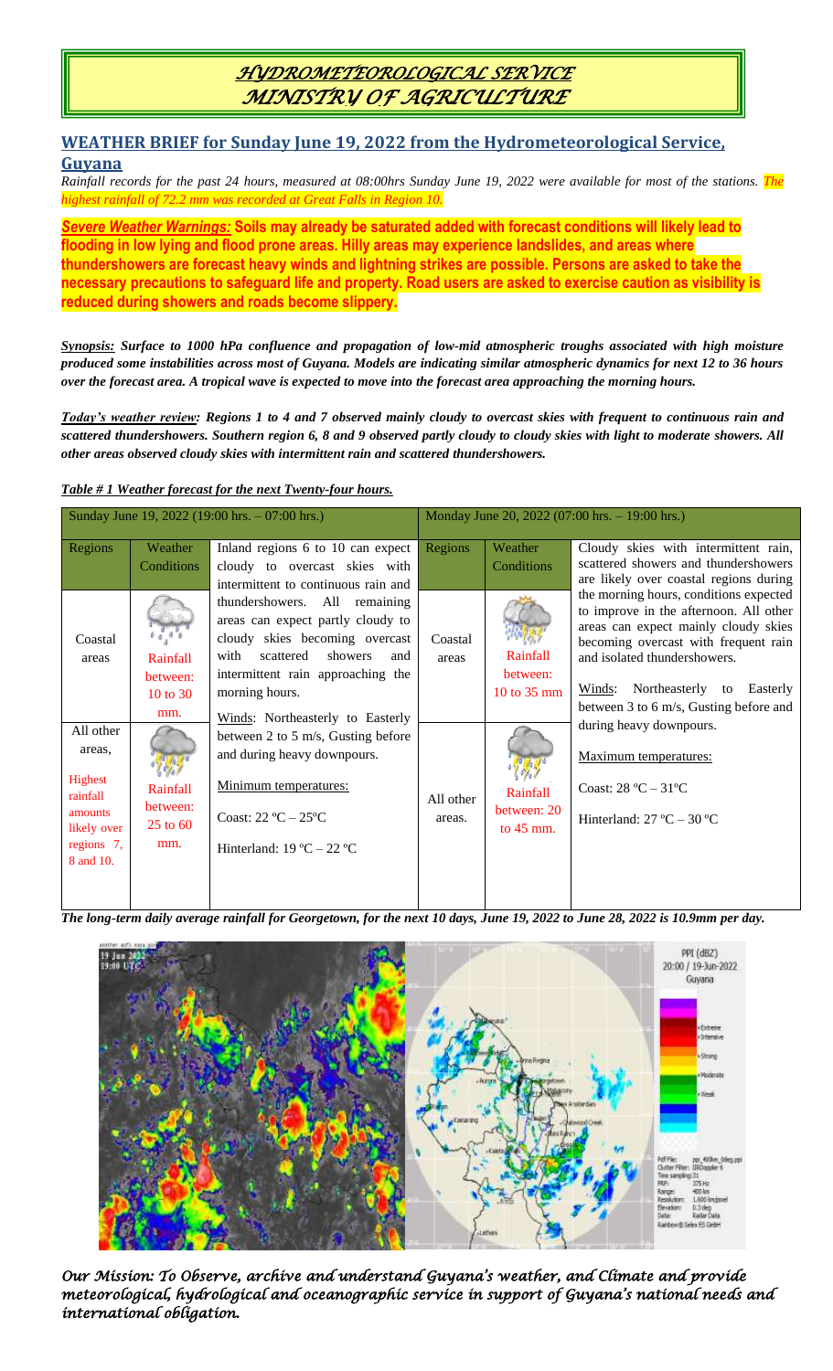# HYDROMETEOROLOGICAL SERVICE
# MINISTRY OF AGRICULTURE

## WEATHER BRIEF for Sunday June 19, 2022 from the Hydrometeorological Service, Guyana

*Rainfall records for the past 24 hours, measured at 08:00hrs Sunday June 19, 2022 were available for most of the stations. The highest rainfall of 72.2 mm was recorded at Great Falls in Region 10.*

***Severe Weather Warnings:*** **Soils may already be saturated added with forecast conditions will likely lead to flooding in low lying and flood prone areas. Hilly areas may experience landslides, and areas where thundershowers are forecast heavy winds and lightning strikes are possible. Persons are asked to take the necessary precautions to safeguard life and property. Road users are asked to exercise caution as visibility is reduced during showers and roads become slippery.**

***Synopsis:*** ***Surface to 1000 hPa confluence and propagation of low-mid atmospheric troughs associated with high moisture produced some instabilities across most of Guyana. Models are indicating similar atmospheric dynamics for next 12 to 36 hours over the forecast area. A tropical wave is expected to move into the forecast area approaching the morning hours.***

***Today's weather review:*** ***Regions 1 to 4 and 7 observed mainly cloudy to overcast skies with frequent to continuous rain and scattered thundershowers. Southern region 6, 8 and 9 observed partly cloudy to cloudy skies with light to moderate showers. All other areas observed cloudy skies with intermittent rain and scattered thundershowers.***

***Table # 1 Weather forecast for the next Twenty-four hours.***

| Sunday June 19, 2022 (19:00 hrs. – 07:00 hrs.) | | | Monday June 20, 2022 (07:00 hrs. – 19:00 hrs.) | | |
|---|---|---|---|---|---|
| Regions | Weather Conditions | Inland regions 6 to 10 can expect cloudy to overcast skies with intermittent to continuous rain and thundershowers. All remaining areas can expect partly cloudy to cloudy skies becoming overcast with scattered showers and intermittent rain approaching the morning hours. Winds: Northeasterly to Easterly between 2 to 5 m/s, Gusting before and during heavy downpours. Minimum temperatures: Coast: 22 ºC – 25ºC Hinterland: 19 ºC – 22 ºC | Regions | Weather Conditions | Cloudy skies with intermittent rain, scattered showers and thundershowers are likely over coastal regions during the morning hours, conditions expected to improve in the afternoon. All other areas can expect mainly cloudy skies becoming overcast with frequent rain and isolated thundershowers. Winds: Northeasterly to Easterly between 3 to 6 m/s, Gusting before and during heavy downpours. Maximum temperatures: Coast: 28 ºC – 31ºC Hinterland: 27 ºC – 30 ºC |
| Coastal areas | Rainfall between: 10 to 30 mm. | | Coastal areas | Rainfall between: 10 to 35 mm | |
| All other areas, Highest rainfall amounts likely over regions 7, 8 and 10. | Rainfall between: 25 to 60 mm. | | All other areas. | Rainfall between: 20 to 45 mm. | |

***The long-term daily average rainfall for Georgetown, for the next 10 days, June 19, 2022 to June 28, 2022 is 10.9mm per day.***

*Our Mission: To Observe, archive and understand Guyana's weather, and Climate and provide meteorological, hydrological and oceanographic service in support of Guyana's national needs and international obligation.*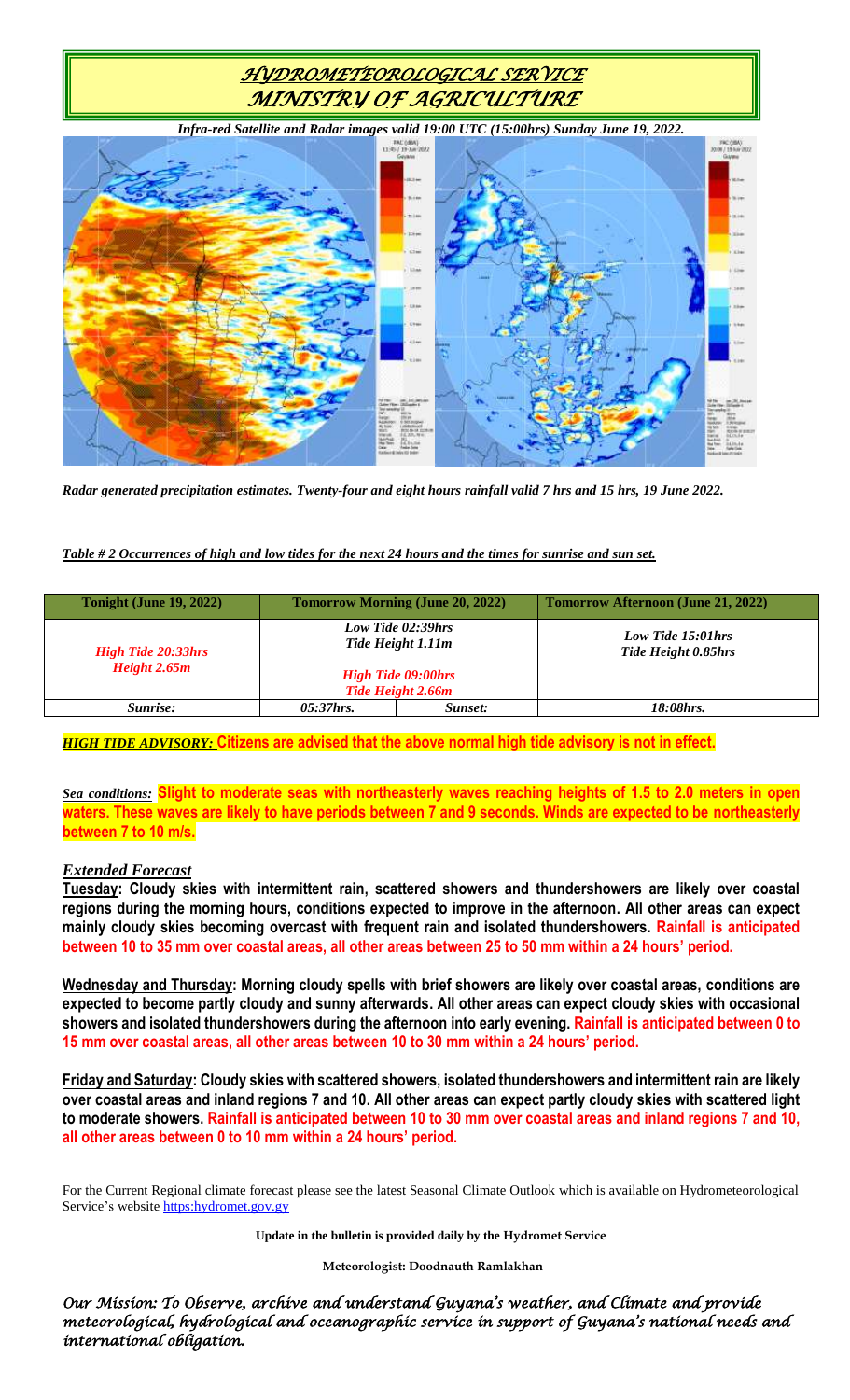# HYDROMETEOROLOGICAL SERVICE MINISTRY OF AGRICULTURE

*Infra-red Satellite and Radar images valid 19:00 UTC (15:00hrs) Sunday June 19, 2022.*

*Radar generated precipitation estimates. Twenty-four and eight hours rainfall valid 7 hrs and 15 hrs, 19 June 2022.*

*Table # 2 Occurrences of high and low tides for the next 24 hours and the times for sunrise and sun set.*

| Tonight (June 19, 2022) | Tomorrow Morning (June 20, 2022) | | Tomorrow Afternoon (June 21, 2022) |
|---|---|---|---|
| *High Tide 20:33hrs Height 2.65m* | *Low Tide 02:39hrs Tide Height 1.11m* *High Tide 09:00hrs Tide Height 2.66m* | | *Low Tide 15:01hrs Tide Height 0.85hrs* |
| *Sunrise:* | *05:37hrs.* | *Sunset:* | *18:08hrs.* |

***HIGH TIDE ADVISORY:*** **Citizens are advised that the above normal high tide advisory is not in effect.**

***Sea conditions:*** **Slight to moderate seas with northeasterly waves reaching heights of 1.5 to 2.0 meters in open waters. These waves are likely to have periods between 7 and 9 seconds. Winds are expected to be northeasterly between 7 to 10 m/s.**

## *Extended Forecast*

**Tuesday: Cloudy skies with intermittent rain, scattered showers and thundershowers are likely over coastal regions during the morning hours, conditions expected to improve in the afternoon. All other areas can expect mainly cloudy skies becoming overcast with frequent rain and isolated thundershowers. Rainfall is anticipated between 10 to 35 mm over coastal areas, all other areas between 25 to 50 mm within a 24 hours' period.**

**Wednesday and Thursday: Morning cloudy spells with brief showers are likely over coastal areas, conditions are expected to become partly cloudy and sunny afterwards. All other areas can expect cloudy skies with occasional showers and isolated thundershowers during the afternoon into early evening. Rainfall is anticipated between 0 to 15 mm over coastal areas, all other areas between 10 to 30 mm within a 24 hours' period.**

**Friday and Saturday: Cloudy skies with scattered showers, isolated thundershowers and intermittent rain are likely over coastal areas and inland regions 7 and 10. All other areas can expect partly cloudy skies with scattered light to moderate showers. Rainfall is anticipated between 10 to 30 mm over coastal areas and inland regions 7 and 10, all other areas between 0 to 10 mm within a 24 hours' period.**

For the Current Regional climate forecast please see the latest Seasonal Climate Outlook which is available on Hydrometeorological Service's website https:hydromet.gov.gy

**Update in the bulletin is provided daily by the Hydromet Service**

**Meteorologist: Doodnauth Ramlakhan**

*Our Mission: To Observe, archive and understand Guyana's weather, and Climate and provide meteorological, hydrological and oceanographic service in support of Guyana's national needs and international obligation.*